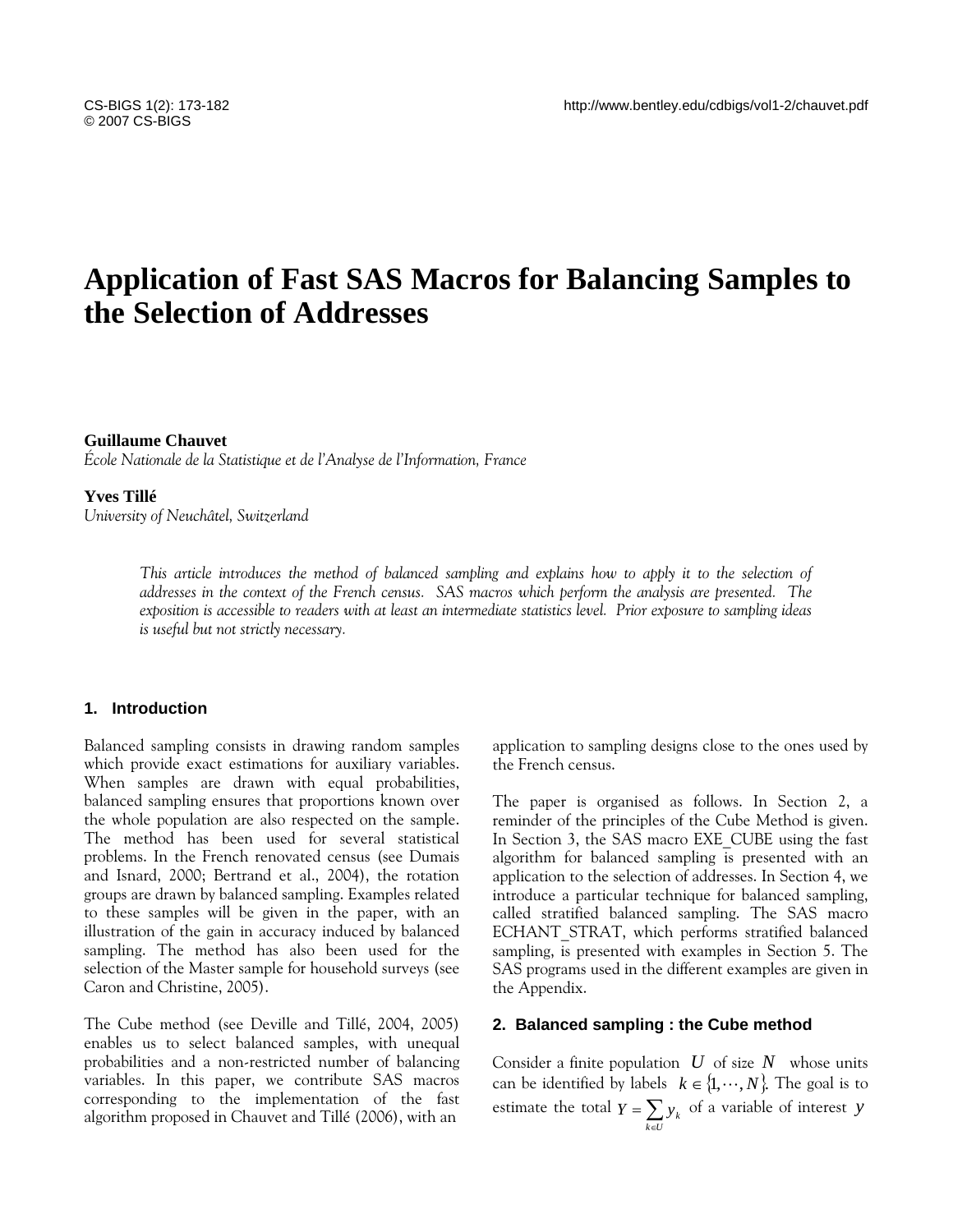# Application of Fast SAS Macros for Balancing Samples to the Selection of Addresses

**Guillaume Chauvet**
*École Nationale de la Statistique et de l'Analyse de l'Information, France*

**Yves Tillé**
*University of Neuchâtel, Switzerland*

*This article introduces the method of balanced sampling and explains how to apply it to the selection of addresses in the context of the French census. SAS macros which perform the analysis are presented. The exposition is accessible to readers with at least an intermediate statistics level. Prior exposure to sampling ideas is useful but not strictly necessary.*

## 1. Introduction

Balanced sampling consists in drawing random samples which provide exact estimations for auxiliary variables. When samples are drawn with equal probabilities, balanced sampling ensures that proportions known over the whole population are also respected on the sample. The method has been used for several statistical problems. In the French renovated census (see Dumais and Isnard, 2000; Bertrand et al., 2004), the rotation groups are drawn by balanced sampling. Examples related to these samples will be given in the paper, with an illustration of the gain in accuracy induced by balanced sampling. The method has also been used for the selection of the Master sample for household surveys (see Caron and Christine, 2005).

The Cube method (see Deville and Tillé, 2004, 2005) enables us to select balanced samples, with unequal probabilities and a non-restricted number of balancing variables. In this paper, we contribute SAS macros corresponding to the implementation of the fast algorithm proposed in Chauvet and Tillé (2006), with an application to sampling designs close to the ones used by the French census.

The paper is organised as follows. In Section 2, a reminder of the principles of the Cube Method is given. In Section 3, the SAS macro EXE_CUBE using the fast algorithm for balanced sampling is presented with an application to the selection of addresses. In Section 4, we introduce a particular technique for balanced sampling, called stratified balanced sampling. The SAS macro ECHANT_STRAT, which performs stratified balanced sampling, is presented with examples in Section 5. The SAS programs used in the different examples are given in the Appendix.

## 2. Balanced sampling : the Cube method

Consider a finite population $U$ of size $N$ whose units can be identified by labels $k \in \{1, \cdots, N\}$. The goal is to estimate the total $Y = \sum_{k \in U} y_k$ of a variable of interest $y$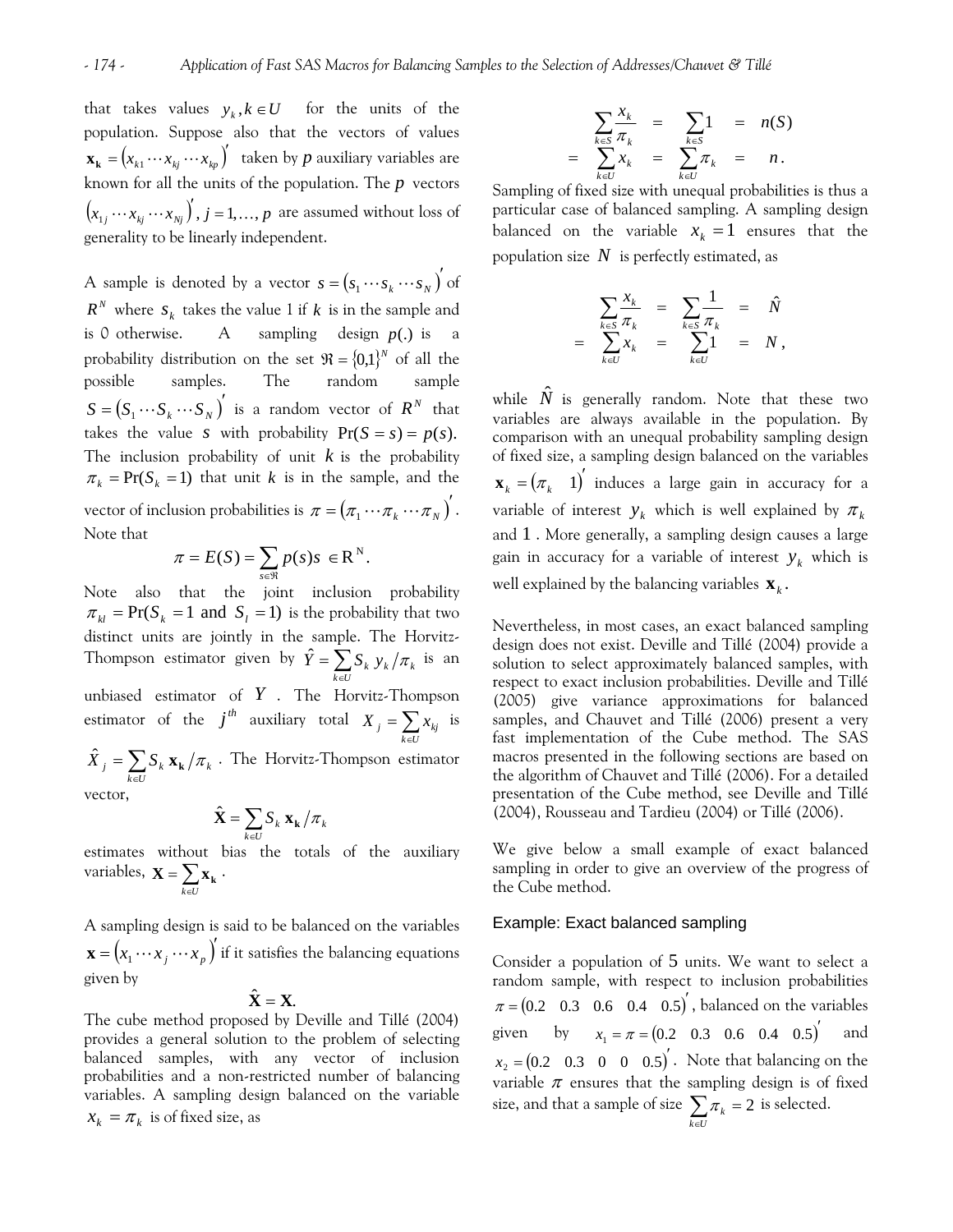that takes values $y_k, k \in U$ for the units of the population. Suppose also that the vectors of values $\mathbf{x_k} = (x_{k1} \cdots x_{kj} \cdots x_{kp})'$ taken by $p$ auxiliary variables are known for all the units of the population. The $p$ vectors $(x_{1j} \cdots x_{kj} \cdots x_{Nj})'$, $j = 1, \ldots, p$ are assumed without loss of generality to be linearly independent.

A sample is denoted by a vector $s = (s_1 \cdots s_k \cdots s_N)'$ of $R^N$ where $s_k$ takes the value 1 if $k$ is in the sample and is 0 otherwise. A sampling design $p(.)$ is a probability distribution on the set $\mathfrak{R} = \{0,1\}^N$ of all the possible samples. The random sample $S = (S_1 \cdots S_k \cdots S_N)'$ is a random vector of $R^N$ that takes the value $s$ with probability $\Pr(S = s) = p(s)$. The inclusion probability of unit $k$ is the probability $\pi_k = \Pr(S_k = 1)$ that unit $k$ is in the sample, and the vector of inclusion probabilities is $\pi = (\pi_1 \cdots \pi_k \cdots \pi_N)'$. Note that

$$\pi = E(S) = \sum_{s \in \mathfrak{R}} p(s) s \in \mathrm{R}^{\mathrm{N}}.$$

Note also that the joint inclusion probability $\pi_{kl} = \Pr(S_k = 1 \text{ and } S_l = 1)$ is the probability that two distinct units are jointly in the sample. The Horvitz-Thompson estimator given by $\hat{Y} = \sum_{k \in U} S_k \, y_k / \pi_k$ is an unbiased estimator of $Y$. The Horvitz-Thompson estimator of the $j^{th}$ auxiliary total $X_j = \sum_{k \in U} x_{kj}$ is $\hat{X}_j = \sum_{k \in U} S_k \, \mathbf{x_k} / \pi_k$. The Horvitz-Thompson estimator vector,

$$\hat{\mathbf{X}} = \sum_{k \in U} S_k \, \mathbf{x_k} / \pi_k$$

estimates without bias the totals of the auxiliary variables, $\mathbf{X} = \sum_{k \in U} \mathbf{x_k}$.

A sampling design is said to be balanced on the variables $\mathbf{x} = (x_1 \cdots x_j \cdots x_p)'$ if it satisfies the balancing equations given by

$$\hat{\mathbf{X}} = \mathbf{X}.$$

The cube method proposed by Deville and Tillé (2004) provides a general solution to the problem of selecting balanced samples, with any vector of inclusion probabilities and a non-restricted number of balancing variables. A sampling design balanced on the variable $x_k = \pi_k$ is of fixed size, as

$$\begin{aligned} \sum_{k \in S} \frac{x_k}{\pi_k} &= \sum_{k \in S} 1 &= n(S) \\ = \sum_{k \in U} x_k &= \sum_{k \in U} \pi_k &= n. \end{aligned}$$

Sampling of fixed size with unequal probabilities is thus a particular case of balanced sampling. A sampling design balanced on the variable $x_k = 1$ ensures that the population size $N$ is perfectly estimated, as

$$\begin{aligned} \sum_{k \in S} \frac{x_k}{\pi_k} &= \sum_{k \in S} \frac{1}{\pi_k} &= \hat{N} \\ = \sum_{k \in U} x_k &= \sum_{k \in U} 1 &= N, \end{aligned}$$

while $\hat{N}$ is generally random. Note that these two variables are always available in the population. By comparison with an unequal probability sampling design of fixed size, a sampling design balanced on the variables $\mathbf{x}_k = (\pi_k \quad 1)'$ induces a large gain in accuracy for a variable of interest $y_k$ which is well explained by $\pi_k$ and $1$. More generally, a sampling design causes a large gain in accuracy for a variable of interest $y_k$ which is well explained by the balancing variables $\mathbf{x}_k$.

Nevertheless, in most cases, an exact balanced sampling design does not exist. Deville and Tillé (2004) provide a solution to select approximately balanced samples, with respect to exact inclusion probabilities. Deville and Tillé (2005) give variance approximations for balanced samples, and Chauvet and Tillé (2006) present a very fast implementation of the Cube method. The SAS macros presented in the following sections are based on the algorithm of Chauvet and Tillé (2006). For a detailed presentation of the Cube method, see Deville and Tillé (2004), Rousseau and Tardieu (2004) or Tillé (2006).

We give below a small example of exact balanced sampling in order to give an overview of the progress of the Cube method.

### Example: Exact balanced sampling

Consider a population of 5 units. We want to select a random sample, with respect to inclusion probabilities $\pi = (0.2 \quad 0.3 \quad 0.6 \quad 0.4 \quad 0.5)'$, balanced on the variables given by $x_1 = \pi = (0.2 \quad 0.3 \quad 0.6 \quad 0.4 \quad 0.5)'$ and $x_2 = (0.2 \quad 0.3 \quad 0 \quad 0 \quad 0.5)'$. Note that balancing on the variable $\pi$ ensures that the sampling design is of fixed size, and that a sample of size $\sum_{k \in U} \pi_k = 2$ is selected.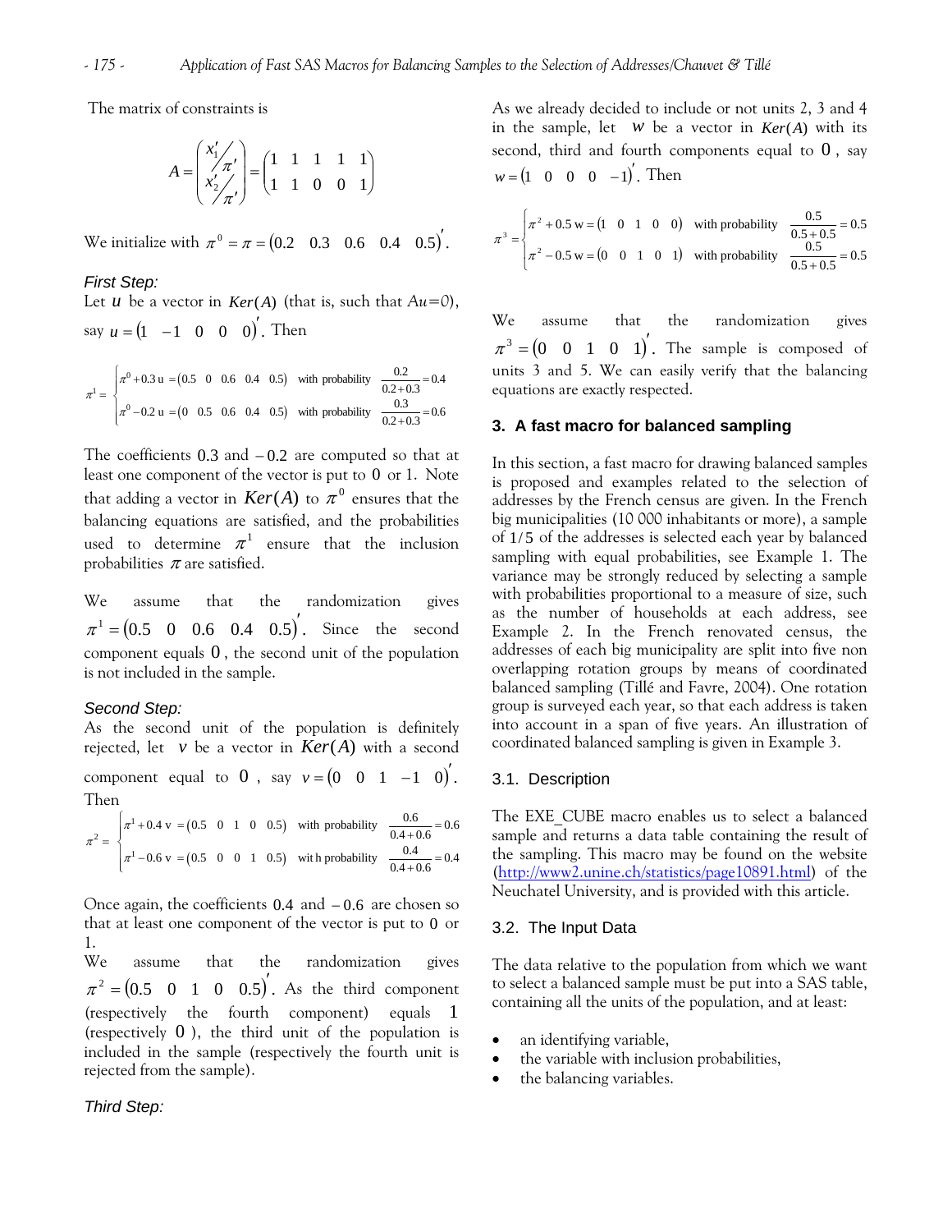The matrix of constraints is

$$A = \begin{pmatrix} x_1'/\pi' \\ x_2'/\pi' \end{pmatrix} = \begin{pmatrix} 1 & 1 & 1 & 1 & 1 \\ 1 & 1 & 0 & 0 & 1 \end{pmatrix}$$

We initialize with $\pi^0 = \pi = (0.2 \quad 0.3 \quad 0.6 \quad 0.4 \quad 0.5)'$.

*First Step:*

Let $u$ be a vector in $Ker(A)$ (that is, such that $Au$=0), say $u = (1 \quad -1 \quad 0 \quad 0 \quad 0)'$. Then

$$\pi^1 = \begin{cases} \pi^0 + 0.3\,u = (0.5 \quad 0 \quad 0.6 \quad 0.4 \quad 0.5) & \text{with probability } \dfrac{0.2}{0.2+0.3} = 0.4 \\ \pi^0 - 0.2\,u = (0 \quad 0.5 \quad 0.6 \quad 0.4 \quad 0.5) & \text{with probability } \dfrac{0.3}{0.2+0.3} = 0.6 \end{cases}$$

The coefficients $0.3$ and $-0.2$ are computed so that at least one component of the vector is put to $0$ or 1. Note that adding a vector in $Ker(A)$ to $\pi^0$ ensures that the balancing equations are satisfied, and the probabilities used to determine $\pi^1$ ensure that the inclusion probabilities $\pi$ are satisfied.

We assume that the randomization gives $\pi^1 = (0.5 \quad 0 \quad 0.6 \quad 0.4 \quad 0.5)'$. Since the second component equals $0$, the second unit of the population is not included in the sample.

*Second Step:*

As the second unit of the population is definitely rejected, let $v$ be a vector in $Ker(A)$ with a second component equal to $0$, say $v = (0 \quad 0 \quad 1 \quad -1 \quad 0)'$. Then

$$\pi^2 = \begin{cases} \pi^1 + 0.4\,v = (0.5 \quad 0 \quad 1 \quad 0 \quad 0.5) & \text{with probability } \dfrac{0.6}{0.4+0.6} = 0.6 \\ \pi^1 - 0.6\,v = (0.5 \quad 0 \quad 0 \quad 1 \quad 0.5) & \text{with probability } \dfrac{0.4}{0.4+0.6} = 0.4 \end{cases}$$

Once again, the coefficients $0.4$ and $-0.6$ are chosen so that at least one component of the vector is put to $0$ or 1.

We assume that the randomization gives $\pi^2 = (0.5 \quad 0 \quad 1 \quad 0 \quad 0.5)'$. As the third component (respectively the fourth component) equals $1$ (respectively $0$), the third unit of the population is included in the sample (respectively the fourth unit is rejected from the sample).

*Third Step:*

As we already decided to include or not units 2, 3 and 4 in the sample, let $w$ be a vector in $Ker(A)$ with its second, third and fourth components equal to $0$, say $w = (1 \quad 0 \quad 0 \quad 0 \quad -1)'$. Then

$$\pi^3 = \begin{cases} \pi^2 + 0.5\,w = (1 \quad 0 \quad 1 \quad 0 \quad 0) & \text{with probability } \dfrac{0.5}{0.5+0.5} = 0.5 \\ \pi^2 - 0.5\,w = (0 \quad 0 \quad 1 \quad 0 \quad 1) & \text{with probability } \dfrac{0.5}{0.5+0.5} = 0.5 \end{cases}$$

We assume that the randomization gives $\pi^3 = (0 \quad 0 \quad 1 \quad 0 \quad 1)'$. The sample is composed of units 3 and 5. We can easily verify that the balancing equations are exactly respected.

## 3. A fast macro for balanced sampling

In this section, a fast macro for drawing balanced samples is proposed and examples related to the selection of addresses by the French census are given. In the French big municipalities (10 000 inhabitants or more), a sample of $1/5$ of the addresses is selected each year by balanced sampling with equal probabilities, see Example 1. The variance may be strongly reduced by selecting a sample with probabilities proportional to a measure of size, such as the number of households at each address, see Example 2. In the French renovated census, the addresses of each big municipality are split into five non overlapping rotation groups by means of coordinated balanced sampling (Tillé and Favre, 2004). One rotation group is surveyed each year, so that each address is taken into account in a span of five years. An illustration of coordinated balanced sampling is given in Example 3.

### 3.1. Description

The EXE_CUBE macro enables us to select a balanced sample and returns a data table containing the result of the sampling. This macro may be found on the website (http://www2.unine.ch/statistics/page10891.html) of the Neuchatel University, and is provided with this article.

### 3.2. The Input Data

The data relative to the population from which we want to select a balanced sample must be put into a SAS table, containing all the units of the population, and at least:

- an identifying variable,
- the variable with inclusion probabilities,
- the balancing variables.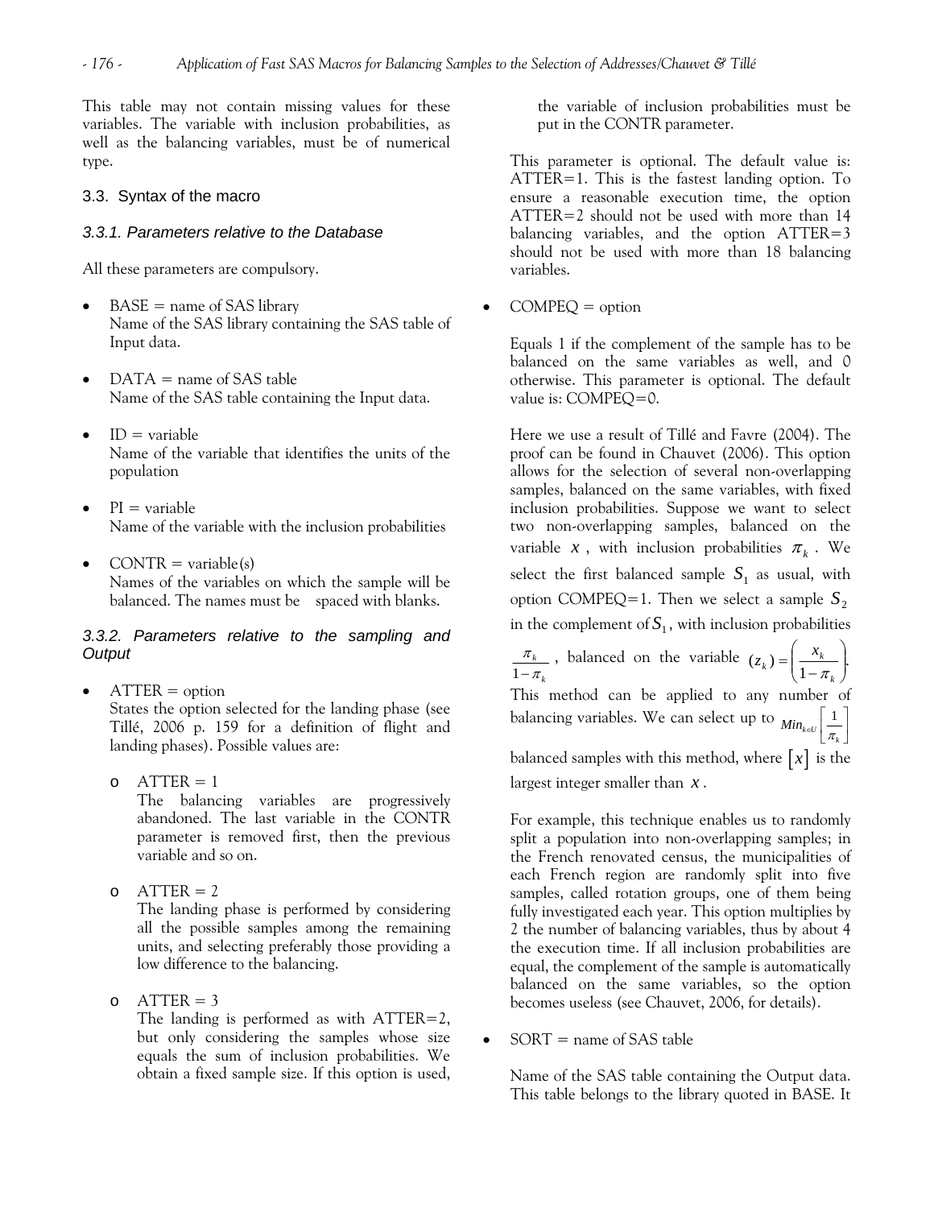This table may not contain missing values for these variables. The variable with inclusion probabilities, as well as the balancing variables, must be of numerical type.

## 3.3. Syntax of the macro

### *3.3.1. Parameters relative to the Database*

All these parameters are compulsory.

- BASE = name of SAS library
  Name of the SAS library containing the SAS table of Input data.
- DATA = name of SAS table
  Name of the SAS table containing the Input data.
- ID = variable
  Name of the variable that identifies the units of the population
- PI = variable
  Name of the variable with the inclusion probabilities
- CONTR = variable(s)
  Names of the variables on which the sample will be balanced. The names must be spaced with blanks.

### *3.3.2. Parameters relative to the sampling and Output*

- ATTER = option
  States the option selected for the landing phase (see Tillé, 2006 p. 159 for a definition of flight and landing phases). Possible values are:
  - ATTER = 1
    The balancing variables are progressively abandoned. The last variable in the CONTR parameter is removed first, then the previous variable and so on.
  - ATTER = 2
    The landing phase is performed by considering all the possible samples among the remaining units, and selecting preferably those providing a low difference to the balancing.
  - ATTER = 3
    The landing is performed as with ATTER=2, but only considering the samples whose size equals the sum of inclusion probabilities. We obtain a fixed sample size. If this option is used, the variable of inclusion probabilities must be put in the CONTR parameter.

  This parameter is optional. The default value is: ATTER=1. This is the fastest landing option. To ensure a reasonable execution time, the option ATTER=2 should not be used with more than 14 balancing variables, and the option ATTER=3 should not be used with more than 18 balancing variables.

- COMPEQ = option

  Equals 1 if the complement of the sample has to be balanced on the same variables as well, and 0 otherwise. This parameter is optional. The default value is: COMPEQ=0.

  Here we use a result of Tillé and Favre (2004). The proof can be found in Chauvet (2006). This option allows for the selection of several non-overlapping samples, balanced on the same variables, with fixed inclusion probabilities. Suppose we want to select two non-overlapping samples, balanced on the variable $x$, with inclusion probabilities $\pi_k$. We select the first balanced sample $S_1$ as usual, with option COMPEQ=1. Then we select a sample $S_2$ in the complement of $S_1$, with inclusion probabilities $\frac{\pi_k}{1-\pi_k}$, balanced on the variable $(z_k) = \left(\frac{x_k}{1-\pi_k}\right)$. This method can be applied to any number of balancing variables. We can select up to $Min_{k \in U}\left[\frac{1}{\pi_k}\right]$ balanced samples with this method, where $[x]$ is the largest integer smaller than $x$.

  For example, this technique enables us to randomly split a population into non-overlapping samples; in the French renovated census, the municipalities of each French region are randomly split into five samples, called rotation groups, one of them being fully investigated each year. This option multiplies by 2 the number of balancing variables, thus by about 4 the execution time. If all inclusion probabilities are equal, the complement of the sample is automatically balanced on the same variables, so the option becomes useless (see Chauvet, 2006, for details).

- SORT = name of SAS table

  Name of the SAS table containing the Output data. This table belongs to the library quoted in BASE. It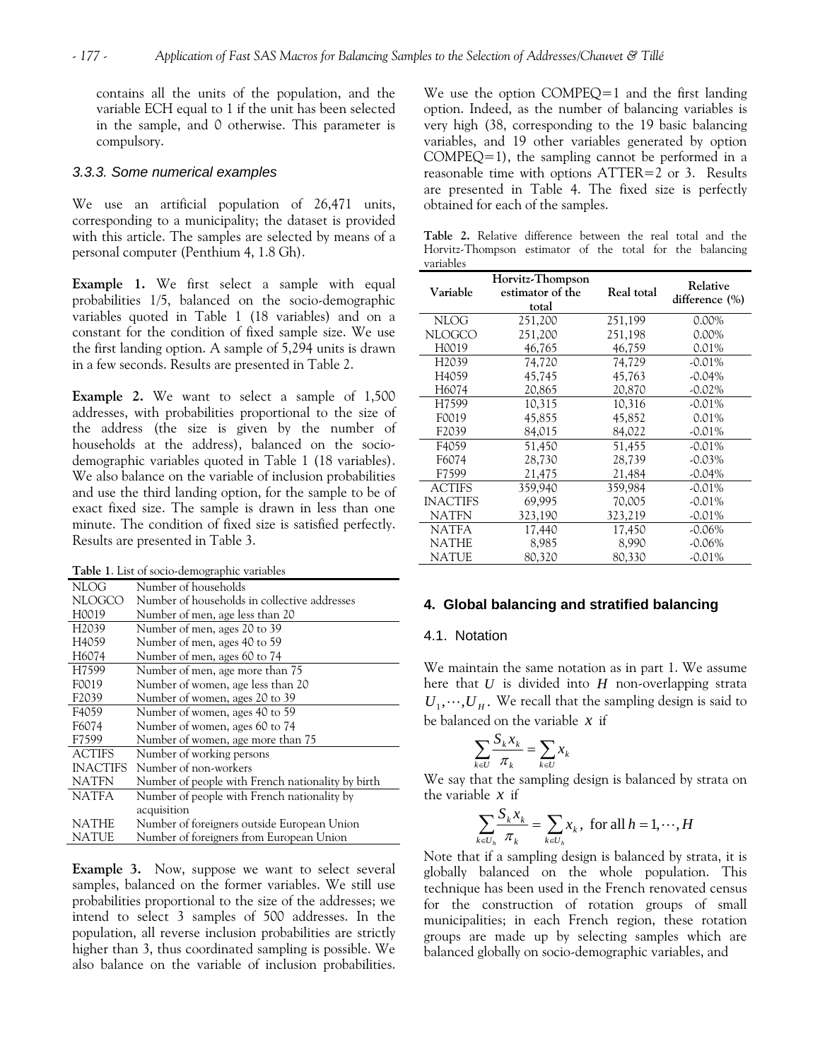contains all the units of the population, and the variable ECH equal to 1 if the unit has been selected in the sample, and 0 otherwise. This parameter is compulsory.

### 3.3.3. Some numerical examples

We use an artificial population of 26,471 units, corresponding to a municipality; the dataset is provided with this article. The samples are selected by means of a personal computer (Penthium 4, 1.8 Gh).

**Example 1.** We first select a sample with equal probabilities 1/5, balanced on the socio-demographic variables quoted in Table 1 (18 variables) and on a constant for the condition of fixed sample size. We use the first landing option. A sample of 5,294 units is drawn in a few seconds. Results are presented in Table 2.

**Example 2.** We want to select a sample of 1,500 addresses, with probabilities proportional to the size of the address (the size is given by the number of households at the address), balanced on the socio-demographic variables quoted in Table 1 (18 variables). We also balance on the variable of inclusion probabilities and use the third landing option, for the sample to be of exact fixed size. The sample is drawn in less than one minute. The condition of fixed size is satisfied perfectly. Results are presented in Table 3.

**Table 1**. List of socio-demographic variables

| | |
|---|---|
| NLOG | Number of households |
| NLOGCO | Number of households in collective addresses |
| H0019 | Number of men, age less than 20 |
| H2039 | Number of men, ages 20 to 39 |
| H4059 | Number of men, ages 40 to 59 |
| H6074 | Number of men, ages 60 to 74 |
| H7599 | Number of men, age more than 75 |
| F0019 | Number of women, age less than 20 |
| F2039 | Number of women, ages 20 to 39 |
| F4059 | Number of women, ages 40 to 59 |
| F6074 | Number of women, ages 60 to 74 |
| F7599 | Number of women, age more than 75 |
| ACTIFS | Number of working persons |
| INACTIFS | Number of non-workers |
| NATFN | Number of people with French nationality by birth |
| NATFA | Number of people with French nationality by acquisition |
| NATHE | Number of foreigners outside European Union |
| NATUE | Number of foreigners from European Union |

**Example 3.** Now, suppose we want to select several samples, balanced on the former variables. We still use probabilities proportional to the size of the addresses; we intend to select 3 samples of 500 addresses. In the population, all reverse inclusion probabilities are strictly higher than 3, thus coordinated sampling is possible. We also balance on the variable of inclusion probabilities. We use the option COMPEQ=1 and the first landing option. Indeed, as the number of balancing variables is very high (38, corresponding to the 19 basic balancing variables, and 19 other variables generated by option COMPEQ=1), the sampling cannot be performed in a reasonable time with options ATTER=2 or 3. Results are presented in Table 4. The fixed size is perfectly obtained for each of the samples.

**Table 2.** Relative difference between the real total and the Horvitz-Thompson estimator of the total for the balancing variables

| Variable | Horvitz-Thompson estimator of the total | Real total | Relative difference (%) |
|---|---|---|---|
| NLOG | 251,200 | 251,199 | 0.00% |
| NLOGCO | 251,200 | 251,198 | 0.00% |
| H0019 | 46,765 | 46,759 | 0.01% |
| H2039 | 74,720 | 74,729 | -0.01% |
| H4059 | 45,745 | 45,763 | -0.04% |
| H6074 | 20,865 | 20,870 | -0.02% |
| H7599 | 10,315 | 10,316 | -0.01% |
| F0019 | 45,855 | 45,852 | 0.01% |
| F2039 | 84,015 | 84,022 | -0.01% |
| F4059 | 51,450 | 51,455 | -0.01% |
| F6074 | 28,730 | 28,739 | -0.03% |
| F7599 | 21,475 | 21,484 | -0.04% |
| ACTIFS | 359,940 | 359,984 | -0.01% |
| INACTIFS | 69,995 | 70,005 | -0.01% |
| NATFN | 323,190 | 323,219 | -0.01% |
| NATFA | 17,440 | 17,450 | -0.06% |
| NATHE | 8,985 | 8,990 | -0.06% |
| NATUE | 80,320 | 80,330 | -0.01% |

## 4. Global balancing and stratified balancing

### 4.1. Notation

We maintain the same notation as in part 1. We assume here that $U$ is divided into $H$ non-overlapping strata $U_1, \cdots, U_H$. We recall that the sampling design is said to be balanced on the variable $x$ if

$$\sum_{k \in U} \frac{S_k x_k}{\pi_k} = \sum_{k \in U} x_k$$

We say that the sampling design is balanced by strata on the variable $x$ if

$$\sum_{k \in U_h} \frac{S_k x_k}{\pi_k} = \sum_{k \in U_h} x_k, \text{ for all } h = 1, \cdots, H$$

Note that if a sampling design is balanced by strata, it is globally balanced on the whole population. This technique has been used in the French renovated census for the construction of rotation groups of small municipalities; in each French region, these rotation groups are made up by selecting samples which are balanced globally on socio-demographic variables, and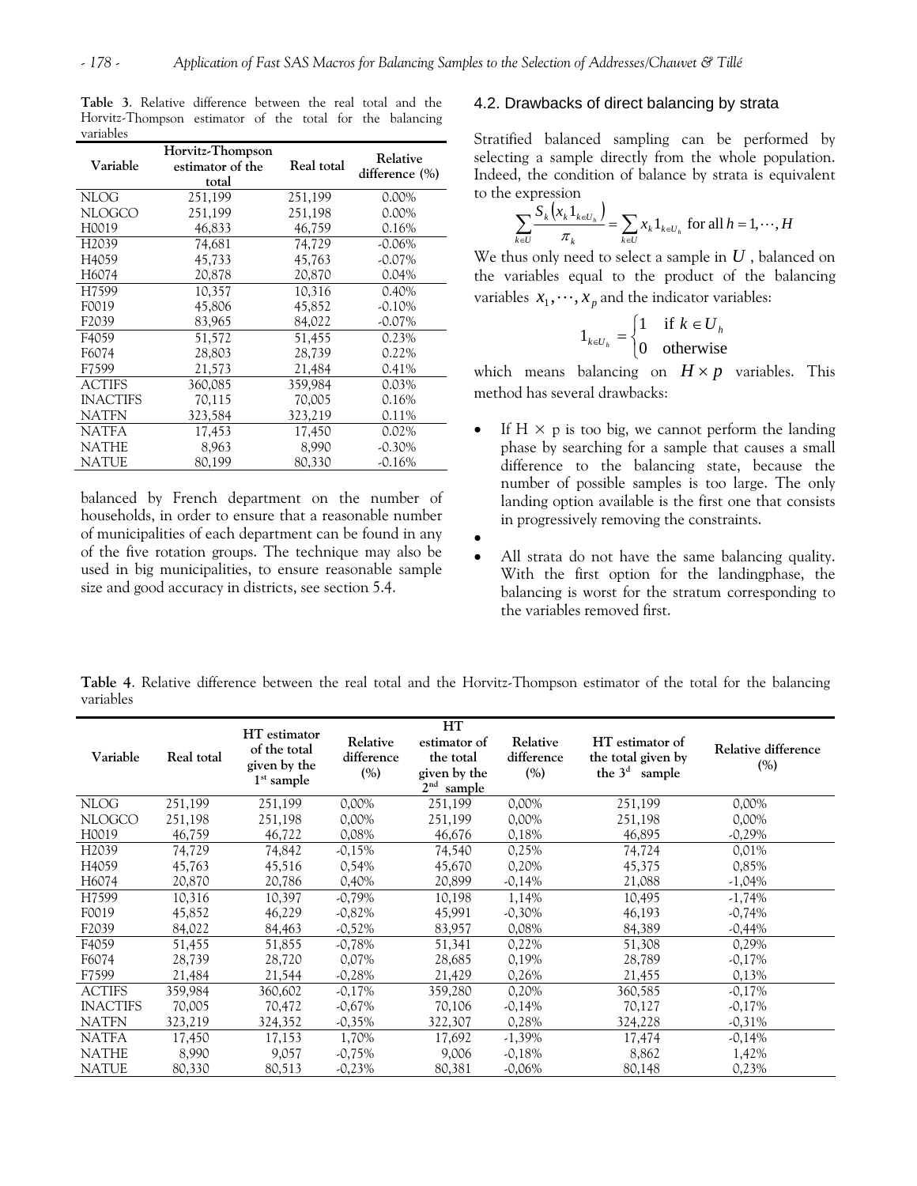**Table 3**. Relative difference between the real total and the Horvitz-Thompson estimator of the total for the balancing variables

| Variable | Horvitz-Thompson estimator of the total | Real total | Relative difference (%) |
|---|---|---|---|
| NLOG | 251,199 | 251,199 | 0.00% |
| NLOGCO | 251,199 | 251,198 | 0.00% |
| H0019 | 46,833 | 46,759 | 0.16% |
| H2039 | 74,681 | 74,729 | -0.06% |
| H4059 | 45,733 | 45,763 | -0.07% |
| H6074 | 20,878 | 20,870 | 0.04% |
| H7599 | 10,357 | 10,316 | 0.40% |
| F0019 | 45,806 | 45,852 | -0.10% |
| F2039 | 83,965 | 84,022 | -0.07% |
| F4059 | 51,572 | 51,455 | 0.23% |
| F6074 | 28,803 | 28,739 | 0.22% |
| F7599 | 21,573 | 21,484 | 0.41% |
| ACTIFS | 360,085 | 359,984 | 0.03% |
| INACTIFS | 70,115 | 70,005 | 0.16% |
| NATFN | 323,584 | 323,219 | 0.11% |
| NATFA | 17,453 | 17,450 | 0.02% |
| NATHE | 8,963 | 8,990 | -0.30% |
| NATUE | 80,199 | 80,330 | -0.16% |

balanced by French department on the number of households, in order to ensure that a reasonable number of municipalities of each department can be found in any of the five rotation groups. The technique may also be used in big municipalities, to ensure reasonable sample size and good accuracy in districts, see section 5.4.

## 4.2. Drawbacks of direct balancing by strata

Stratified balanced sampling can be performed by selecting a sample directly from the whole population. Indeed, the condition of balance by strata is equivalent to the expression

$$\sum_{k \in U} \frac{S_k \left(x_k 1_{k \in U_h}\right)}{\pi_k} = \sum_{k \in U} x_k 1_{k \in U_h} \text{ for all } h = 1, \cdots, H$$

We thus only need to select a sample in $U$, balanced on the variables equal to the product of the balancing variables $x_1, \cdots, x_p$ and the indicator variables:

$$1_{k \in U_h} = \begin{cases} 1 & \text{if } k \in U_h \\ 0 & \text{otherwise} \end{cases}$$

which means balancing on $H \times p$ variables. This method has several drawbacks:

- If H × p is too big, we cannot perform the landing phase by searching for a sample that causes a small difference to the balancing state, because the number of possible samples is too large. The only landing option available is the first one that consists in progressively removing the constraints.
- 
- All strata do not have the same balancing quality. With the first option for the landingphase, the balancing is worst for the stratum corresponding to the variables removed first.

**Table 4**. Relative difference between the real total and the Horvitz-Thompson estimator of the total for the balancing variables

| Variable | Real total | HT estimator of the total given by the 1st sample | Relative difference (%) | HT estimator of the total given by the 2nd sample | Relative difference (%) | HT estimator of the total given by the 3d sample | Relative difference (%) |
|---|---|---|---|---|---|---|---|
| NLOG | 251,199 | 251,199 | 0,00% | 251,199 | 0,00% | 251,199 | 0,00% |
| NLOGCO | 251,198 | 251,198 | 0,00% | 251,199 | 0,00% | 251,198 | 0,00% |
| H0019 | 46,759 | 46,722 | 0,08% | 46,676 | 0,18% | 46,895 | -0,29% |
| H2039 | 74,729 | 74,842 | -0,15% | 74,540 | 0,25% | 74,724 | 0,01% |
| H4059 | 45,763 | 45,516 | 0,54% | 45,670 | 0,20% | 45,375 | 0,85% |
| H6074 | 20,870 | 20,786 | 0,40% | 20,899 | -0,14% | 21,088 | -1,04% |
| H7599 | 10,316 | 10,397 | -0,79% | 10,198 | 1,14% | 10,495 | -1,74% |
| F0019 | 45,852 | 46,229 | -0,82% | 45,991 | -0,30% | 46,193 | -0,74% |
| F2039 | 84,022 | 84,463 | -0,52% | 83,957 | 0,08% | 84,389 | -0,44% |
| F4059 | 51,455 | 51,855 | -0,78% | 51,341 | 0,22% | 51,308 | 0,29% |
| F6074 | 28,739 | 28,720 | 0,07% | 28,685 | 0,19% | 28,789 | -0,17% |
| F7599 | 21,484 | 21,544 | -0,28% | 21,429 | 0,26% | 21,455 | 0,13% |
| ACTIFS | 359,984 | 360,602 | -0,17% | 359,280 | 0,20% | 360,585 | -0,17% |
| INACTIFS | 70,005 | 70,472 | -0,67% | 70,106 | -0,14% | 70,127 | -0,17% |
| NATFN | 323,219 | 324,352 | -0,35% | 322,307 | 0,28% | 324,228 | -0,31% |
| NATFA | 17,450 | 17,153 | 1,70% | 17,692 | -1,39% | 17,474 | -0,14% |
| NATHE | 8,990 | 9,057 | -0,75% | 9,006 | -0,18% | 8,862 | 1,42% |
| NATUE | 80,330 | 80,513 | -0,23% | 80,381 | -0,06% | 80,148 | 0,23% |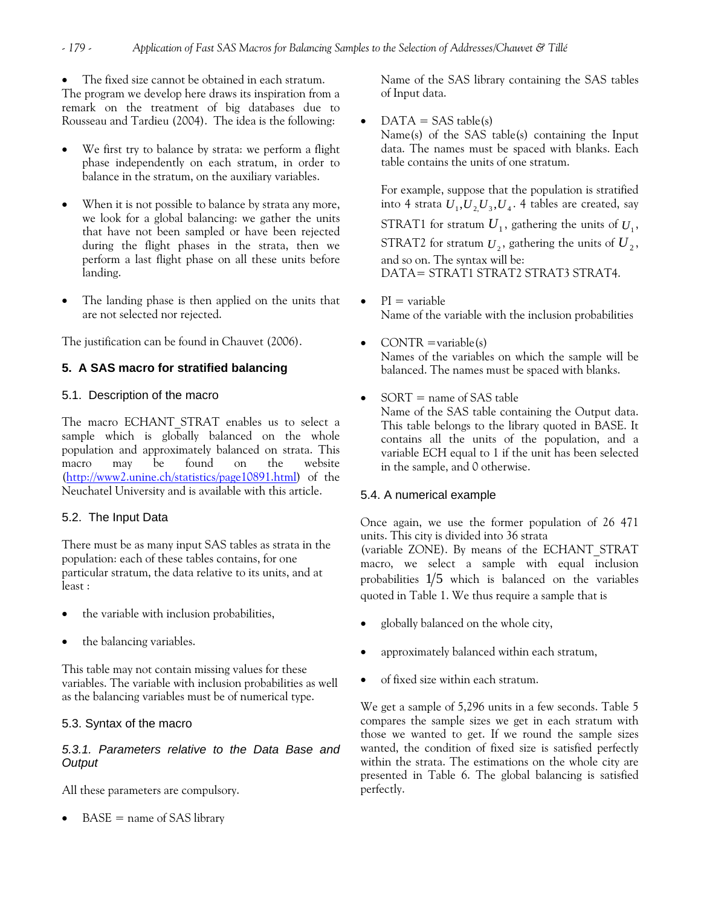- The fixed size cannot be obtained in each stratum.

The program we develop here draws its inspiration from a remark on the treatment of big databases due to Rousseau and Tardieu (2004). The idea is the following:

- We first try to balance by strata: we perform a flight phase independently on each stratum, in order to balance in the stratum, on the auxiliary variables.
- When it is not possible to balance by strata any more, we look for a global balancing: we gather the units that have not been sampled or have been rejected during the flight phases in the strata, then we perform a last flight phase on all these units before landing.
- The landing phase is then applied on the units that are not selected nor rejected.

The justification can be found in Chauvet (2006).

## 5. A SAS macro for stratified balancing

### 5.1. Description of the macro

The macro ECHANT_STRAT enables us to select a sample which is globally balanced on the whole population and approximately balanced on strata. This macro may be found on the website (http://www2.unine.ch/statistics/page10891.html) of the Neuchatel University and is available with this article.

### 5.2. The Input Data

There must be as many input SAS tables as strata in the population: each of these tables contains, for one particular stratum, the data relative to its units, and at least :

- the variable with inclusion probabilities,
- the balancing variables.

This table may not contain missing values for these variables. The variable with inclusion probabilities as well as the balancing variables must be of numerical type.

### 5.3. Syntax of the macro

#### *5.3.1. Parameters relative to the Data Base and Output*

All these parameters are compulsory.

- BASE = name of SAS library
  Name of the SAS library containing the SAS tables of Input data.
- DATA = SAS table(s)
  Name(s) of the SAS table(s) containing the Input data. The names must be spaced with blanks. Each table contains the units of one stratum.

  For example, suppose that the population is stratified into 4 strata $U_1, U_2, U_3, U_4$. 4 tables are created, say STRAT1 for stratum $U_1$, gathering the units of $U_1$, STRAT2 for stratum $U_2$, gathering the units of $U_2$, and so on. The syntax will be:
  DATA= STRAT1 STRAT2 STRAT3 STRAT4.
- PI = variable
  Name of the variable with the inclusion probabilities
- CONTR =variable(s)
  Names of the variables on which the sample will be balanced. The names must be spaced with blanks.
- SORT = name of SAS table
  Name of the SAS table containing the Output data. This table belongs to the library quoted in BASE. It contains all the units of the population, and a variable ECH equal to 1 if the unit has been selected in the sample, and 0 otherwise.

### 5.4. A numerical example

Once again, we use the former population of 26 471 units. This city is divided into 36 strata (variable ZONE). By means of the ECHANT_STRAT macro, we select a sample with equal inclusion probabilities $1/5$ which is balanced on the variables quoted in Table 1. We thus require a sample that is

- globally balanced on the whole city,
- approximately balanced within each stratum,
- of fixed size within each stratum.

We get a sample of 5,296 units in a few seconds. Table 5 compares the sample sizes we get in each stratum with those we wanted to get. If we round the sample sizes wanted, the condition of fixed size is satisfied perfectly within the strata. The estimations on the whole city are presented in Table 6. The global balancing is satisfied perfectly.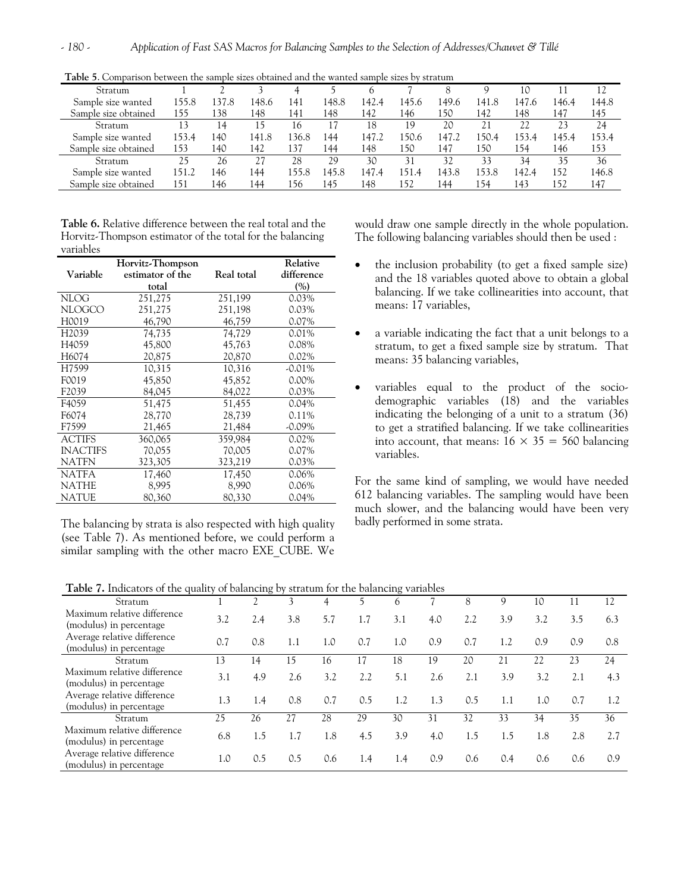**Table 5**. Comparison between the sample sizes obtained and the wanted sample sizes by stratum

| Stratum | 1 | 2 | 3 | 4 | 5 | 6 | 7 | 8 | 9 | 10 | 11 | 12 |
|---|---|---|---|---|---|---|---|---|---|---|---|---|
| Sample size wanted | 155.8 | 137.8 | 148.6 | 141 | 148.8 | 142.4 | 145.6 | 149.6 | 141.8 | 147.6 | 146.4 | 144.8 |
| Sample size obtained | 155 | 138 | 148 | 141 | 148 | 142 | 146 | 150 | 142 | 148 | 147 | 145 |
| Stratum | 13 | 14 | 15 | 16 | 17 | 18 | 19 | 20 | 21 | 22 | 23 | 24 |
| Sample size wanted | 153.4 | 140 | 141.8 | 136.8 | 144 | 147.2 | 150.6 | 147.2 | 150.4 | 153.4 | 145.4 | 153.4 |
| Sample size obtained | 153 | 140 | 142 | 137 | 144 | 148 | 150 | 147 | 150 | 154 | 146 | 153 |
| Stratum | 25 | 26 | 27 | 28 | 29 | 30 | 31 | 32 | 33 | 34 | 35 | 36 |
| Sample size wanted | 151.2 | 146 | 144 | 155.8 | 145.8 | 147.4 | 151.4 | 143.8 | 153.8 | 142.4 | 152 | 146.8 |
| Sample size obtained | 151 | 146 | 144 | 156 | 145 | 148 | 152 | 144 | 154 | 143 | 152 | 147 |

**Table 6.** Relative difference between the real total and the Horvitz-Thompson estimator of the total for the balancing variables

| Variable | Horvitz-Thompson estimator of the total | Real total | Relative difference (%) |
|---|---|---|---|
| NLOG | 251,275 | 251,199 | 0.03% |
| NLOGCO | 251,275 | 251,198 | 0.03% |
| H0019 | 46,790 | 46,759 | 0.07% |
| H2039 | 74,735 | 74,729 | 0.01% |
| H4059 | 45,800 | 45,763 | 0.08% |
| H6074 | 20,875 | 20,870 | 0.02% |
| H7599 | 10,315 | 10,316 | -0.01% |
| F0019 | 45,850 | 45,852 | 0.00% |
| F2039 | 84,045 | 84,022 | 0.03% |
| F4059 | 51,475 | 51,455 | 0.04% |
| F6074 | 28,770 | 28,739 | 0.11% |
| F7599 | 21,465 | 21,484 | -0.09% |
| ACTIFS | 360,065 | 359,984 | 0.02% |
| INACTIFS | 70,055 | 70,005 | 0.07% |
| NATFN | 323,305 | 323,219 | 0.03% |
| NATFA | 17,460 | 17,450 | 0.06% |
| NATHE | 8,995 | 8,990 | 0.06% |
| NATUE | 80,360 | 80,330 | 0.04% |

The balancing by strata is also respected with high quality (see Table 7). As mentioned before, we could perform a similar sampling with the other macro EXE_CUBE. We would draw one sample directly in the whole population. The following balancing variables should then be used :

- the inclusion probability (to get a fixed sample size) and the 18 variables quoted above to obtain a global balancing. If we take collinearities into account, that means: 17 variables,
- a variable indicating the fact that a unit belongs to a stratum, to get a fixed sample size by stratum. That means: 35 balancing variables,
- variables equal to the product of the socio-demographic variables (18) and the variables indicating the belonging of a unit to a stratum (36) to get a stratified balancing. If we take collinearities into account, that means: $16 \times 35 = 560$ balancing variables.

For the same kind of sampling, we would have needed 612 balancing variables. The sampling would have been much slower, and the balancing would have been very badly performed in some strata.

**Table 7.** Indicators of the quality of balancing by stratum for the balancing variables

| Stratum | 1 | 2 | 3 | 4 | 5 | 6 | 7 | 8 | 9 | 10 | 11 | 12 |
|---|---|---|---|---|---|---|---|---|---|---|---|---|
| Maximum relative difference (modulus) in percentage | 3.2 | 2.4 | 3.8 | 5.7 | 1.7 | 3.1 | 4.0 | 2.2 | 3.9 | 3.2 | 3.5 | 6.3 |
| Average relative difference (modulus) in percentage | 0.7 | 0.8 | 1.1 | 1.0 | 0.7 | 1.0 | 0.9 | 0.7 | 1.2 | 0.9 | 0.9 | 0.8 |
| Stratum | 13 | 14 | 15 | 16 | 17 | 18 | 19 | 20 | 21 | 22 | 23 | 24 |
| Maximum relative difference (modulus) in percentage | 3.1 | 4.9 | 2.6 | 3.2 | 2.2 | 5.1 | 2.6 | 2.1 | 3.9 | 3.2 | 2.1 | 4.3 |
| Average relative difference (modulus) in percentage | 1.3 | 1.4 | 0.8 | 0.7 | 0.5 | 1.2 | 1.3 | 0.5 | 1.1 | 1.0 | 0.7 | 1.2 |
| Stratum | 25 | 26 | 27 | 28 | 29 | 30 | 31 | 32 | 33 | 34 | 35 | 36 |
| Maximum relative difference (modulus) in percentage | 6.8 | 1.5 | 1.7 | 1.8 | 4.5 | 3.9 | 4.0 | 1.5 | 1.5 | 1.8 | 2.8 | 2.7 |
| Average relative difference (modulus) in percentage | 1.0 | 0.5 | 0.5 | 0.6 | 1.4 | 1.4 | 0.9 | 0.6 | 0.4 | 0.6 | 0.6 | 0.9 |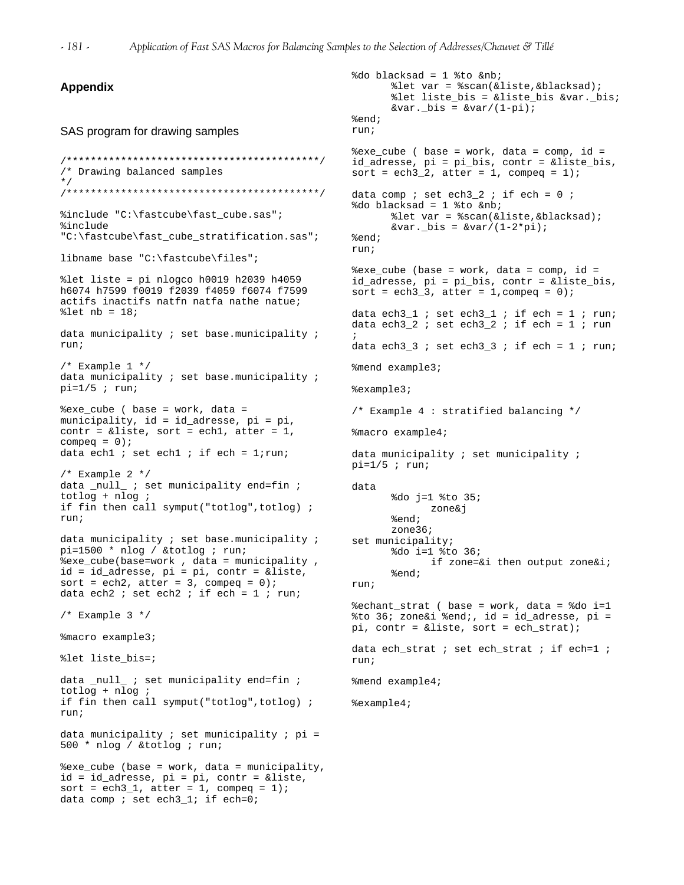## Appendix

### SAS program for drawing samples

```
/******************************************/
/* Drawing balanced samples
*/
/******************************************/

%include "C:\fastcube\fast_cube.sas";
%include
"C:\fastcube\fast_cube_stratification.sas";

libname base "C:\fastcube\files";

%let liste = pi nlogco h0019 h2039 h4059
h6074 h7599 f0019 f2039 f4059 f6074 f7599
actifs inactifs natfn natfa nathe natue;
%let nb = 18;

data municipality ; set base.municipality ;
run;

/* Example 1 */
data municipality ; set base.municipality ;
pi=1/5 ; run;

%exe_cube ( base = work, data =
municipality, id = id_adresse, pi = pi,
contr = &liste, sort = ech1, atter = 1,
compeq = 0);
data ech1 ; set ech1 ; if ech = 1;run;

/* Example 2 */
data _null_ ; set municipality end=fin ;
totlog + nlog ;
if fin then call symput("totlog",totlog) ;
run;

data municipality ; set base.municipality ;
pi=1500 * nlog / &totlog ; run;
%exe_cube(base=work , data = municipality ,
id = id_adresse, pi = pi, contr = &liste,
sort = ech2, atter = 3, compeq = 0);
data ech2 ; set ech2 ; if ech = 1 ; run;

/* Example 3 */

%macro example3;

%let liste_bis=;

data _null_ ; set municipality end=fin ;
totlog + nlog ;
if fin then call symput("totlog",totlog) ;
run;

data municipality ; set municipality ; pi =
500 * nlog / &totlog ; run;

%exe_cube (base = work, data = municipality,
id = id_adresse, pi = pi, contr = &liste,
sort = ech3_1, atter = 1, compeq = 1);
data comp ; set ech3_1; if ech=0;
%do blacksad = 1 %to &nb;
      %let var = %scan(&liste,&blacksad);
      %let liste_bis = &liste_bis &var._bis;
      &var._bis = &var/(1-pi);
%end;
run;

%exe_cube ( base = work, data = comp, id =
id_adresse, pi = pi_bis, contr = &liste_bis,
sort = ech3_2, atter = 1, compeq = 1);

data comp ; set ech3_2 ; if ech = 0 ;
%do blacksad = 1 %to &nb;
      %let var = %scan(&liste,&blacksad);
      &var._bis = &var/(1-2*pi);
%end;
run;

%exe_cube (base = work, data = comp, id =
id_adresse, pi = pi_bis, contr = &liste_bis,
sort = ech3_3, atter = 1,compeq = 0);

data ech3_1 ; set ech3_1 ; if ech = 1 ; run;
data ech3_2 ; set ech3_2 ; if ech = 1 ; run
;
data ech3_3 ; set ech3_3 ; if ech = 1 ; run;

%mend example3;

%example3;

/* Example 4 : stratified balancing */

%macro example4;

data municipality ; set municipality ;
pi=1/5 ; run;

data
      %do j=1 %to 35;
            zone&j
      %end;
      zone36;
set municipality;
      %do i=1 %to 36;
            if zone=&i then output zone&i;
      %end;
run;

%echant_strat ( base = work, data = %do i=1
%to 36; zone&i %end;, id = id_adresse, pi =
pi, contr = &liste, sort = ech_strat);

data ech_strat ; set ech_strat ; if ech=1 ;
run;

%mend example4;

%example4;
```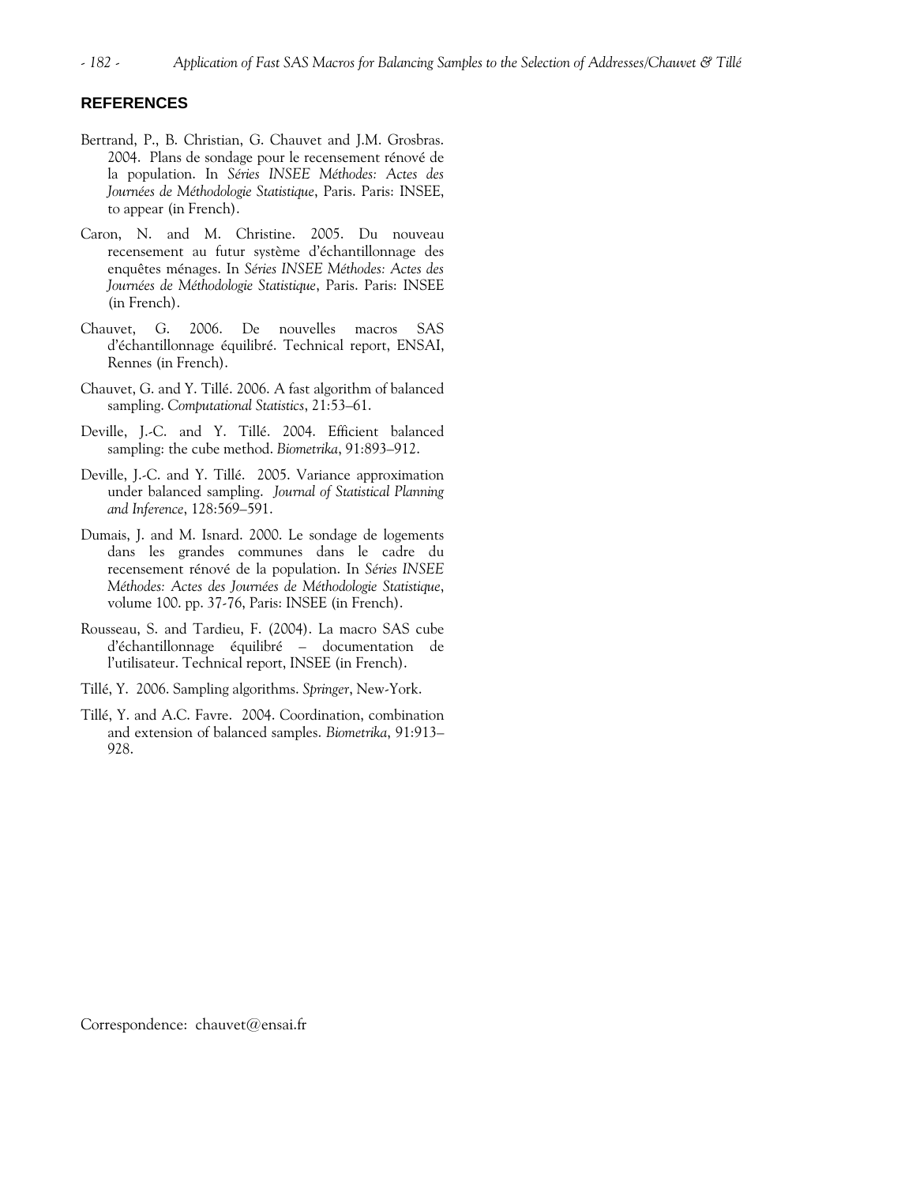## REFERENCES

Bertrand, P., B. Christian, G. Chauvet and J.M. Grosbras. 2004. Plans de sondage pour le recensement rénové de la population. In *Séries INSEE Méthodes: Actes des Journées de Méthodologie Statistique*, Paris. Paris: INSEE, to appear (in French).

Caron, N. and M. Christine. 2005. Du nouveau recensement au futur système d'échantillonnage des enquêtes ménages. In *Séries INSEE Méthodes: Actes des Journées de Méthodologie Statistique*, Paris. Paris: INSEE (in French).

Chauvet, G. 2006. De nouvelles macros SAS d'échantillonnage équilibré. Technical report, ENSAI, Rennes (in French).

Chauvet, G. and Y. Tillé. 2006. A fast algorithm of balanced sampling. *Computational Statistics*, 21:53–61.

Deville, J.-C. and Y. Tillé. 2004. Efficient balanced sampling: the cube method. *Biometrika*, 91:893–912.

Deville, J.-C. and Y. Tillé. 2005. Variance approximation under balanced sampling. *Journal of Statistical Planning and Inference*, 128:569–591.

Dumais, J. and M. Isnard. 2000. Le sondage de logements dans les grandes communes dans le cadre du recensement rénové de la population. In *Séries INSEE Méthodes: Actes des Journées de Méthodologie Statistique*, volume 100. pp. 37-76, Paris: INSEE (in French).

Rousseau, S. and Tardieu, F. (2004). La macro SAS cube d'échantillonnage équilibré – documentation de l'utilisateur. Technical report, INSEE (in French).

Tillé, Y. 2006. Sampling algorithms. *Springer*, New-York.

Tillé, Y. and A.C. Favre. 2004. Coordination, combination and extension of balanced samples. *Biometrika*, 91:913–928.

Correspondence: chauvet@ensai.fr